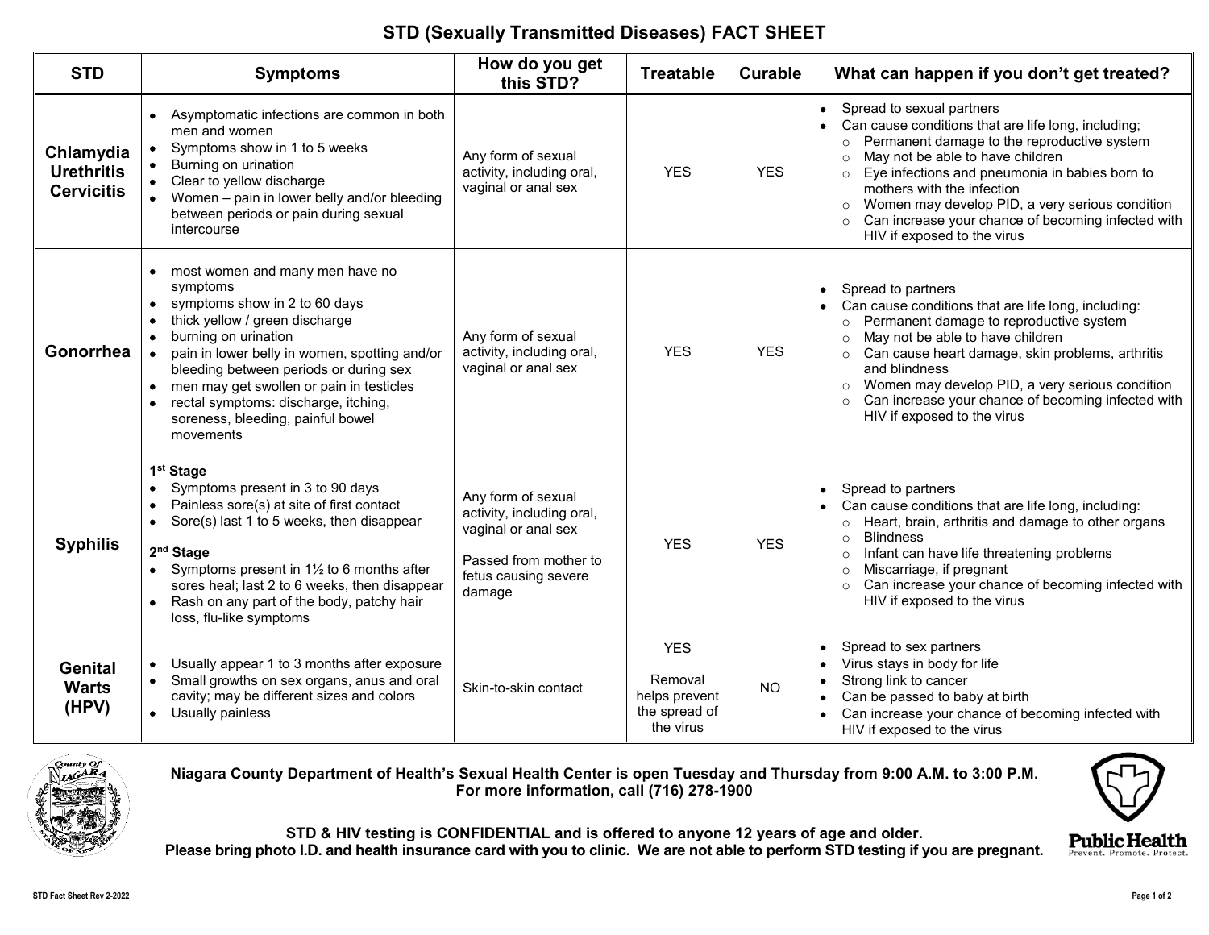# STD (Sexually Transmitted Diseases) FACT SHEET

| STD | Symptoms | How do you get this STD? | Treatable | Curable | What can happen if you don't get treated? |
|---|---|---|---|---|---|
| **Chlamydia Urethritis Cervicitis** | • Asymptomatic infections are common in both men and women<br>• Symptoms show in 1 to 5 weeks<br>• Burning on urination<br>• Clear to yellow discharge<br>• Women – pain in lower belly and/or bleeding between periods or pain during sexual intercourse | Any form of sexual activity, including oral, vaginal or anal sex | YES | YES | • Spread to sexual partners<br>• Can cause conditions that are life long, including;<br>  ○ Permanent damage to the reproductive system<br>  ○ May not be able to have children<br>  ○ Eye infections and pneumonia in babies born to mothers with the infection<br>  ○ Women may develop PID, a very serious condition<br>  ○ Can increase your chance of becoming infected with HIV if exposed to the virus |
| **Gonorrhea** | • most women and many men have no symptoms<br>• symptoms show in 2 to 60 days<br>• thick yellow / green discharge<br>• burning on urination<br>• pain in lower belly in women, spotting and/or bleeding between periods or during sex<br>• men may get swollen or pain in testicles<br>• rectal symptoms: discharge, itching, soreness, bleeding, painful bowel movements | Any form of sexual activity, including oral, vaginal or anal sex | YES | YES | • Spread to partners<br>• Can cause conditions that are life long, including:<br>  ○ Permanent damage to reproductive system<br>  ○ May not be able to have children<br>  ○ Can cause heart damage, skin problems, arthritis and blindness<br>  ○ Women may develop PID, a very serious condition<br>  ○ Can increase your chance of becoming infected with HIV if exposed to the virus |
| **Syphilis** | **1st Stage**<br>• Symptoms present in 3 to 90 days<br>• Painless sore(s) at site of first contact<br>• Sore(s) last 1 to 5 weeks, then disappear<br>**2nd Stage**<br>• Symptoms present in 1½ to 6 months after sores heal; last 2 to 6 weeks, then disappear<br>• Rash on any part of the body, patchy hair loss, flu-like symptoms | Any form of sexual activity, including oral, vaginal or anal sex<br><br>Passed from mother to fetus causing severe damage | YES | YES | • Spread to partners<br>• Can cause conditions that are life long, including:<br>  ○ Heart, brain, arthritis and damage to other organs<br>  ○ Blindness<br>  ○ Infant can have life threatening problems<br>  ○ Miscarriage, if pregnant<br>  ○ Can increase your chance of becoming infected with HIV if exposed to the virus |
| **Genital Warts (HPV)** | • Usually appear 1 to 3 months after exposure<br>• Small growths on sex organs, anus and oral cavity; may be different sizes and colors<br>• Usually painless | Skin-to-skin contact | YES<br><br>Removal helps prevent the spread of the virus | NO | • Spread to sex partners<br>• Virus stays in body for life<br>• Strong link to cancer<br>• Can be passed to baby at birth<br>• Can increase your chance of becoming infected with HIV if exposed to the virus |

**Niagara County Department of Health's Sexual Health Center is open Tuesday and Thursday from 9:00 A.M. to 3:00 P.M.**
**For more information, call (716) 278-1900**

**STD & HIV testing is CONFIDENTIAL and is offered to anyone 12 years of age and older.**
**Please bring photo I.D. and health insurance card with you to clinic. We are not able to perform STD testing if you are pregnant.**

Public Health
Prevent. Promote. Protect.

STD Fact Sheet Rev 2-2022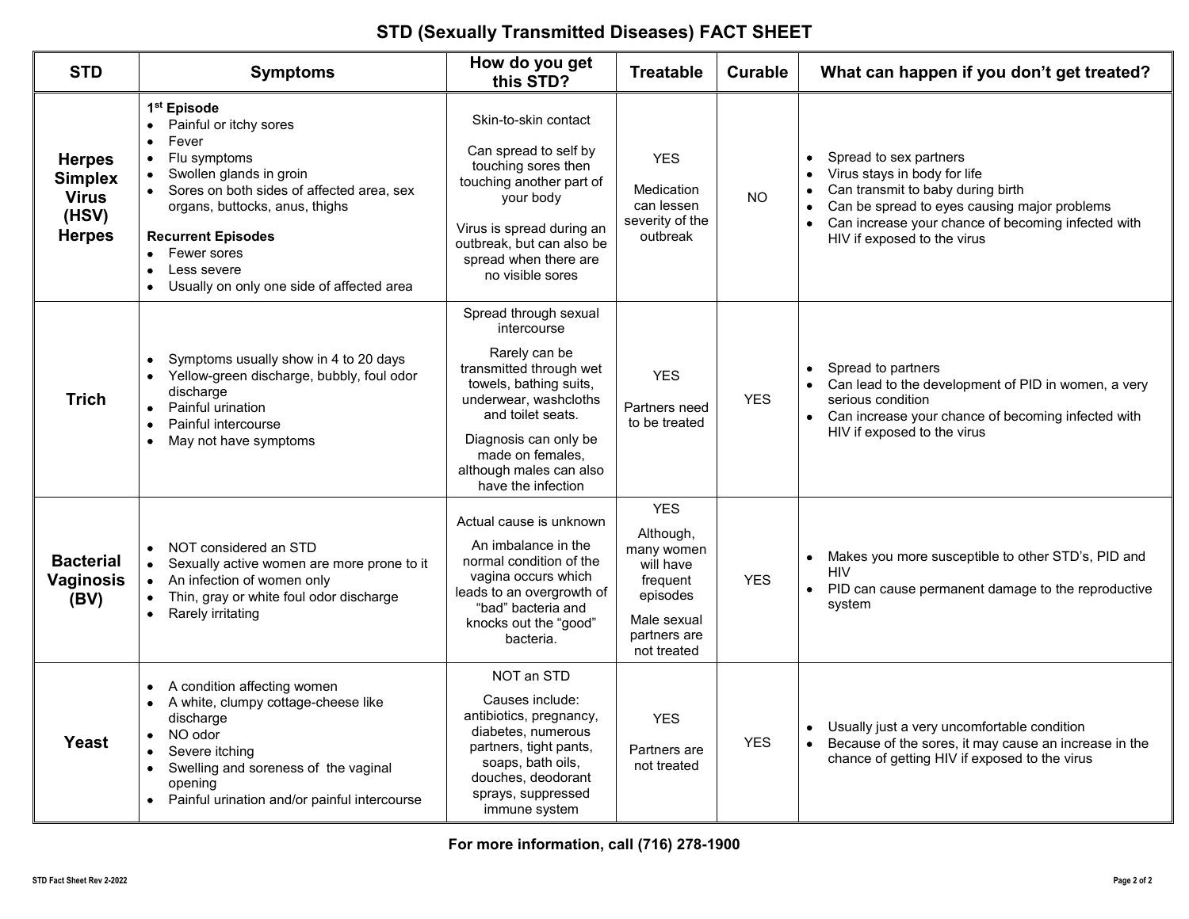# STD (Sexually Transmitted Diseases) FACT SHEET

| STD | Symptoms | How do you get this STD? | Treatable | Curable | What can happen if you don't get treated? |
|---|---|---|---|---|---|
| **Herpes Simplex Virus (HSV) Herpes** | **1st Episode**<br>• Painful or itchy sores<br>• Fever<br>• Flu symptoms<br>• Swollen glands in groin<br>• Sores on both sides of affected area, sex organs, buttocks, anus, thighs<br>**Recurrent Episodes**<br>• Fewer sores<br>• Less severe<br>• Usually on only one side of affected area | Skin-to-skin contact<br>Can spread to self by touching sores then touching another part of your body<br>Virus is spread during an outbreak, but can also be spread when there are no visible sores | YES<br>Medication can lessen severity of the outbreak | NO | • Spread to sex partners<br>• Virus stays in body for life<br>• Can transmit to baby during birth<br>• Can be spread to eyes causing major problems<br>• Can increase your chance of becoming infected with HIV if exposed to the virus |
| **Trich** | • Symptoms usually show in 4 to 20 days<br>• Yellow-green discharge, bubbly, foul odor discharge<br>• Painful urination<br>• Painful intercourse<br>• May not have symptoms | Spread through sexual intercourse<br>Rarely can be transmitted through wet towels, bathing suits, underwear, washcloths and toilet seats.<br>Diagnosis can only be made on females, although males can also have the infection | YES<br>Partners need to be treated | YES | • Spread to partners<br>• Can lead to the development of PID in women, a very serious condition<br>• Can increase your chance of becoming infected with HIV if exposed to the virus |
| **Bacterial Vaginosis (BV)** | • NOT considered an STD<br>• Sexually active women are more prone to it<br>• An infection of women only<br>• Thin, gray or white foul odor discharge<br>• Rarely irritating | Actual cause is unknown<br>An imbalance in the normal condition of the vagina occurs which leads to an overgrowth of "bad" bacteria and knocks out the "good" bacteria. | YES<br>Although, many women will have frequent episodes<br>Male sexual partners are not treated | YES | • Makes you more susceptible to other STD's, PID and HIV<br>• PID can cause permanent damage to the reproductive system |
| **Yeast** | • A condition affecting women<br>• A white, clumpy cottage-cheese like discharge<br>• NO odor<br>• Severe itching<br>• Swelling and soreness of the vaginal opening<br>• Painful urination and/or painful intercourse | NOT an STD<br>Causes include: antibiotics, pregnancy, diabetes, numerous partners, tight pants, soaps, bath oils, douches, deodorant sprays, suppressed immune system | YES<br>Partners are not treated | YES | • Usually just a very uncomfortable condition<br>• Because of the sores, it may cause an increase in the chance of getting HIV if exposed to the virus |

**For more information, call (716) 278-1900**

STD Fact Sheet Rev 2-2022